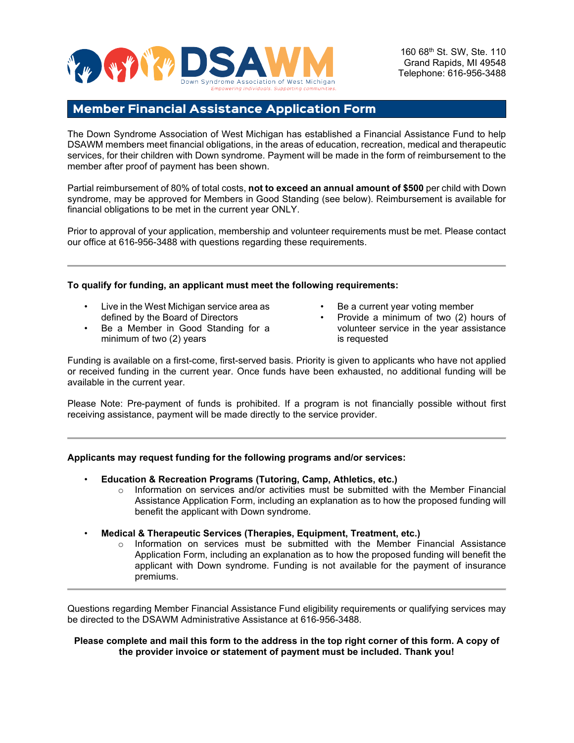**DSAWM**
Down Syndrome Association of West Michigan
*Empowering individuals. Supporting communities.*

160 68th St. SW, Ste. 110
Grand Rapids, MI 49548
Telephone: 616-956-3488

# Member Financial Assistance Application Form

The Down Syndrome Association of West Michigan has established a Financial Assistance Fund to help DSAWM members meet financial obligations, in the areas of education, recreation, medical and therapeutic services, for their children with Down syndrome. Payment will be made in the form of reimbursement to the member after proof of payment has been shown.

Partial reimbursement of 80% of total costs, **not to exceed an annual amount of $500** per child with Down syndrome, may be approved for Members in Good Standing (see below). Reimbursement is available for financial obligations to be met in the current year ONLY.

Prior to approval of your application, membership and volunteer requirements must be met. Please contact our office at 616-956-3488 with questions regarding these requirements.

---

**To qualify for funding, an applicant must meet the following requirements:**

- Live in the West Michigan service area as defined by the Board of Directors
- Be a Member in Good Standing for a minimum of two (2) years
- Be a current year voting member
- Provide a minimum of two (2) hours of volunteer service in the year assistance is requested

Funding is available on a first-come, first-served basis. Priority is given to applicants who have not applied or received funding in the current year. Once funds have been exhausted, no additional funding will be available in the current year.

Please Note: Pre-payment of funds is prohibited. If a program is not financially possible without first receiving assistance, payment will be made directly to the service provider.

---

**Applicants may request funding for the following programs and/or services:**

- **Education & Recreation Programs (Tutoring, Camp, Athletics, etc.)**
  - Information on services and/or activities must be submitted with the Member Financial Assistance Application Form, including an explanation as to how the proposed funding will benefit the applicant with Down syndrome.
- **Medical & Therapeutic Services (Therapies, Equipment, Treatment, etc.)**
  - Information on services must be submitted with the Member Financial Assistance Application Form, including an explanation as to how the proposed funding will benefit the applicant with Down syndrome. Funding is not available for the payment of insurance premiums.

---

Questions regarding Member Financial Assistance Fund eligibility requirements or qualifying services may be directed to the DSAWM Administrative Assistance at 616-956-3488.

**Please complete and mail this form to the address in the top right corner of this form. A copy of the provider invoice or statement of payment must be included. Thank you!**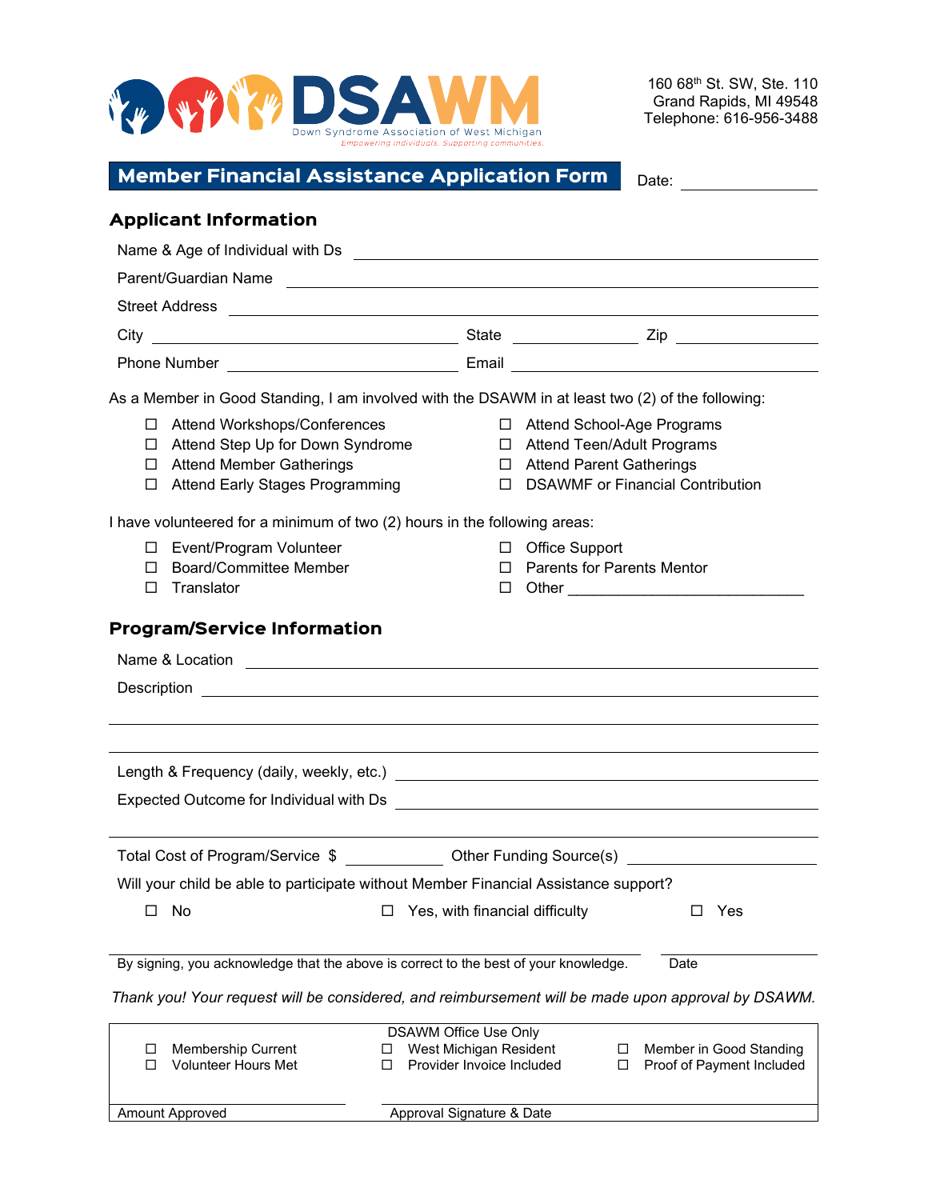DSAWM
Down Syndrome Association of West Michigan
*Empowering individuals. Supporting communities.*

160 68th St. SW, Ste. 110
Grand Rapids, MI 49548
Telephone: 616-956-3488

# Member Financial Assistance Application Form

Date: ____________

## Applicant Information

Name & Age of Individual with Ds ______________________________

Parent/Guardian Name ______________________________

Street Address ______________________________

City ____________ State ____________ Zip ____________

Phone Number ____________ Email ____________

As a Member in Good Standing, I am involved with the DSAWM in at least two (2) of the following:

- ☐ Attend Workshops/Conferences
- ☐ Attend Step Up for Down Syndrome
- ☐ Attend Member Gatherings
- ☐ Attend Early Stages Programming
- ☐ Attend School-Age Programs
- ☐ Attend Teen/Adult Programs
- ☐ Attend Parent Gatherings
- ☐ DSAWMF or Financial Contribution

I have volunteered for a minimum of two (2) hours in the following areas:

- ☐ Event/Program Volunteer
- ☐ Board/Committee Member
- ☐ Translator
- ☐ Office Support
- ☐ Parents for Parents Mentor
- ☐ Other ______________________________

## Program/Service Information

Name & Location ______________________________

Description ______________________________

______________________________

______________________________

Length & Frequency (daily, weekly, etc.) ______________________________

Expected Outcome for Individual with Ds ______________________________

______________________________

Total Cost of Program/Service $ ____________ Other Funding Source(s) ____________

Will your child be able to participate without Member Financial Assistance support?

☐ No ☐ Yes, with financial difficulty ☐ Yes

______________________________ ____________

By signing, you acknowledge that the above is correct to the best of your knowledge. Date

*Thank you! Your request will be considered, and reimbursement will be made upon approval by DSAWM.*

DSAWM Office Use Only

- ☐ Membership Current
- ☐ Volunteer Hours Met
- ☐ West Michigan Resident
- ☐ Provider Invoice Included
- ☐ Member in Good Standing
- ☐ Proof of Payment Included

Amount Approved ____________ Approval Signature & Date ____________